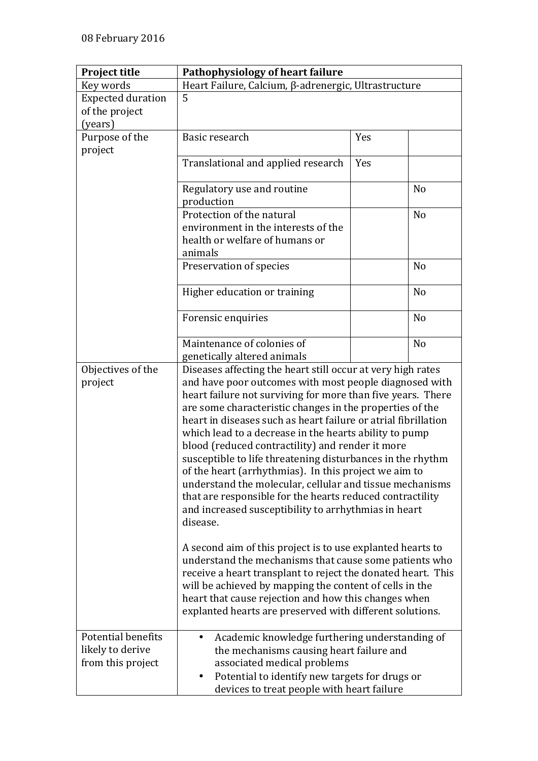08 February 2016

| Project title | **Pathophysiology of heart failure** | | |
|---|---|---|---|
| Key words | Heart Failure, Calcium, β-adrenergic, Ultrastructure | | |
| Expected duration of the project (years) | 5 | | |
| Purpose of the project | Basic research | Yes | |
| | Translational and applied research | Yes | |
| | Regulatory use and routine production | | No |
| | Protection of the natural environment in the interests of the health or welfare of humans or animals | | No |
| | Preservation of species | | No |
| | Higher education or training | | No |
| | Forensic enquiries | | No |
| | Maintenance of colonies of genetically altered animals | | No |
| Objectives of the project | Diseases affecting the heart still occur at very high rates and have poor outcomes with most people diagnosed with heart failure not surviving for more than five years. There are some characteristic changes in the properties of the heart in diseases such as heart failure or atrial fibrillation which lead to a decrease in the hearts ability to pump blood (reduced contractility) and render it more susceptible to life threatening disturbances in the rhythm of the heart (arrhythmias). In this project we aim to understand the molecular, cellular and tissue mechanisms that are responsible for the hearts reduced contractility and increased susceptibility to arrhythmias in heart disease.<br><br>A second aim of this project is to use explanted hearts to understand the mechanisms that cause some patients who receive a heart transplant to reject the donated heart. This will be achieved by mapping the content of cells in the heart that cause rejection and how this changes when explanted hearts are preserved with different solutions. | | |
| Potential benefits likely to derive from this project | • Academic knowledge furthering understanding of the mechanisms causing heart failure and associated medical problems<br>• Potential to identify new targets for drugs or devices to treat people with heart failure | | |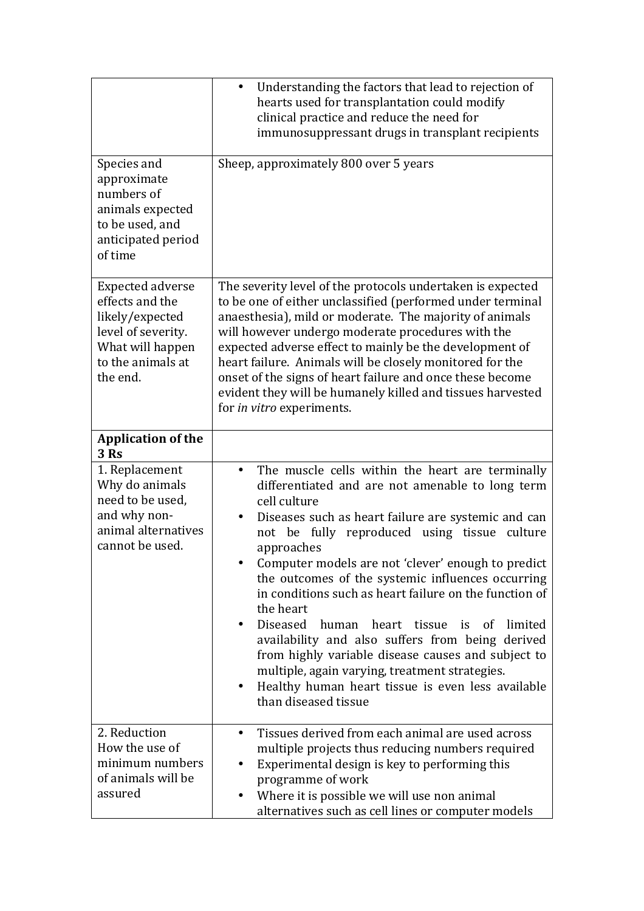| | |
|---|---|
| | • Understanding the factors that lead to rejection of hearts used for transplantation could modify clinical practice and reduce the need for immunosuppressant drugs in transplant recipients |
| Species and approximate numbers of animals expected to be used, and anticipated period of time | Sheep, approximately 800 over 5 years |
| Expected adverse effects and the likely/expected level of severity. What will happen to the animals at the end. | The severity level of the protocols undertaken is expected to be one of either unclassified (performed under terminal anaesthesia), mild or moderate. The majority of animals will however undergo moderate procedures with the expected adverse effect to mainly be the development of heart failure. Animals will be closely monitored for the onset of the signs of heart failure and once these become evident they will be humanely killed and tissues harvested for *in vitro* experiments. |
| **Application of the 3 Rs** | |
| 1. Replacement<br>Why do animals need to be used, and why non-animal alternatives cannot be used. | • The muscle cells within the heart are terminally differentiated and are not amenable to long term cell culture<br>• Diseases such as heart failure are systemic and can not be fully reproduced using tissue culture approaches<br>• Computer models are not 'clever' enough to predict the outcomes of the systemic influences occurring in conditions such as heart failure on the function of the heart<br>• Diseased human heart tissue is of limited availability and also suffers from being derived from highly variable disease causes and subject to multiple, again varying, treatment strategies.<br>• Healthy human heart tissue is even less available than diseased tissue |
| 2. Reduction<br>How the use of minimum numbers of animals will be assured | • Tissues derived from each animal are used across multiple projects thus reducing numbers required<br>• Experimental design is key to performing this programme of work<br>• Where it is possible we will use non animal alternatives such as cell lines or computer models |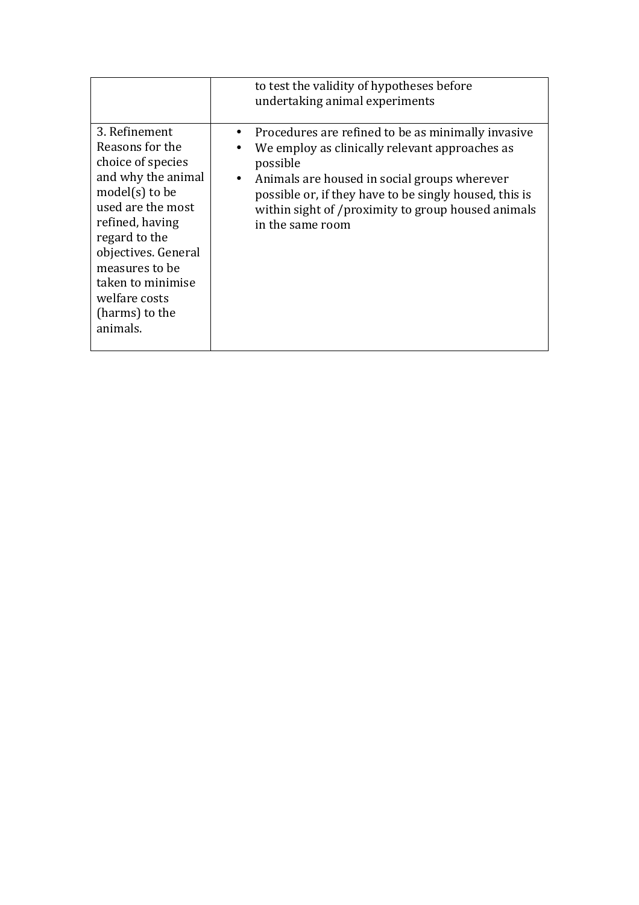| | |
|---|---|
| | to test the validity of hypotheses before undertaking animal experiments |
| 3. Refinement Reasons for the choice of species and why the animal model(s) to be used are the most refined, having regard to the objectives. General measures to be taken to minimise welfare costs (harms) to the animals. | • Procedures are refined to be as minimally invasive<br>• We employ as clinically relevant approaches as possible<br>• Animals are housed in social groups wherever possible or, if they have to be singly housed, this is within sight of /proximity to group housed animals in the same room |